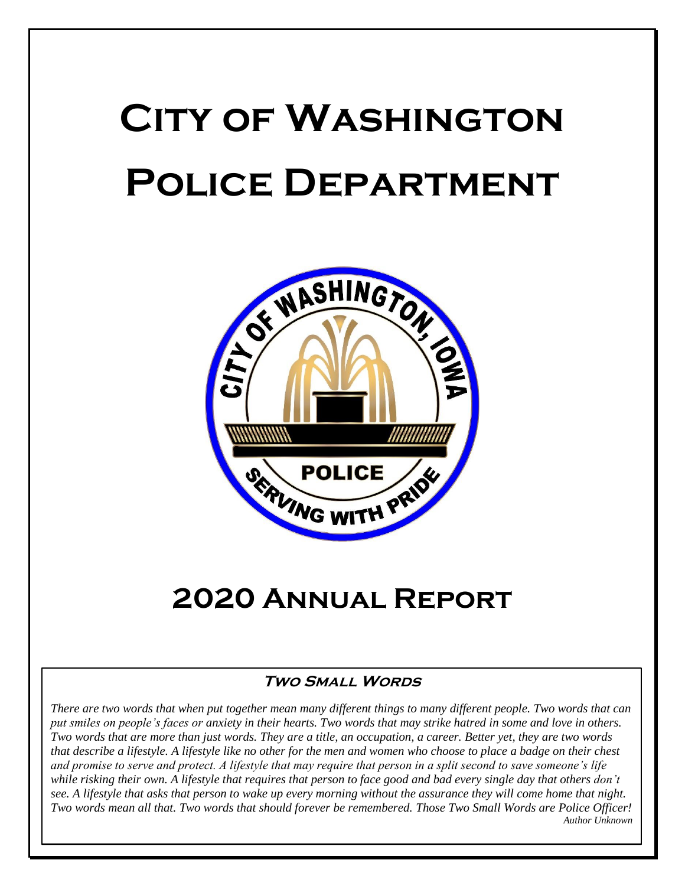# City of Washington Police Department

# 2020 Annual Report

### Two Small Words

*There are two words that when put together mean many different things to many different people. Two words that can put smiles on people's faces or anxiety in their hearts. Two words that may strike hatred in some and love in others. Two words that are more than just words. They are a title, an occupation, a career. Better yet, they are two words that describe a lifestyle. A lifestyle like no other for the men and women who choose to place a badge on their chest and promise to serve and protect. A lifestyle that may require that person in a split second to save someone's life while risking their own. A lifestyle that requires that person to face good and bad every single day that others don't see. A lifestyle that asks that person to wake up every morning without the assurance they will come home that night. Two words mean all that. Two words that should forever be remembered. Those Two Small Words are Police Officer!*

*Author Unknown*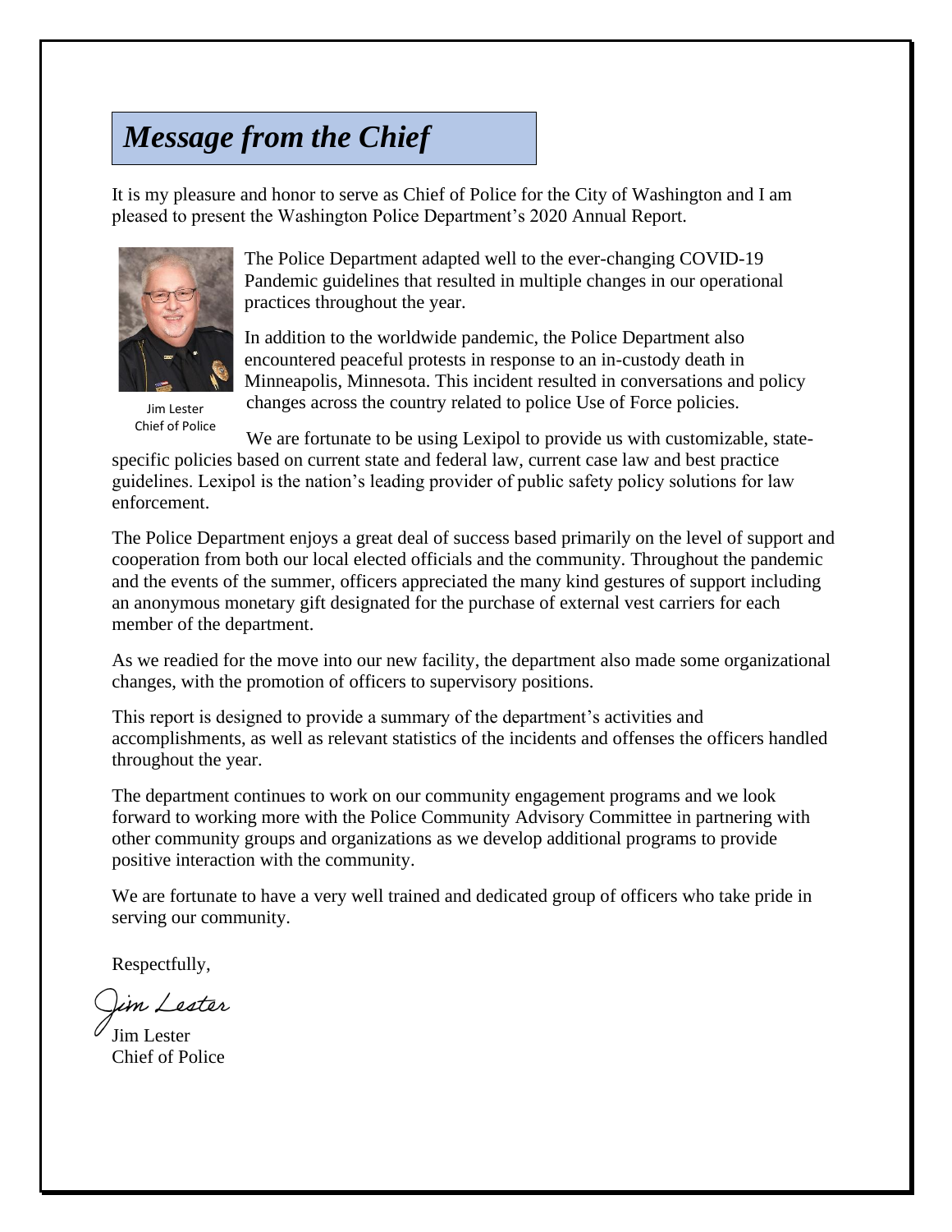# *Message from the Chief*

It is my pleasure and honor to serve as Chief of Police for the City of Washington and I am pleased to present the Washington Police Department's 2020 Annual Report.

Jim Lester
Chief of Police

The Police Department adapted well to the ever-changing COVID-19 Pandemic guidelines that resulted in multiple changes in our operational practices throughout the year.

In addition to the worldwide pandemic, the Police Department also encountered peaceful protests in response to an in-custody death in Minneapolis, Minnesota. This incident resulted in conversations and policy changes across the country related to police Use of Force policies.

We are fortunate to be using Lexipol to provide us with customizable, state-specific policies based on current state and federal law, current case law and best practice guidelines. Lexipol is the nation's leading provider of public safety policy solutions for law enforcement.

The Police Department enjoys a great deal of success based primarily on the level of support and cooperation from both our local elected officials and the community. Throughout the pandemic and the events of the summer, officers appreciated the many kind gestures of support including an anonymous monetary gift designated for the purchase of external vest carriers for each member of the department.

As we readied for the move into our new facility, the department also made some organizational changes, with the promotion of officers to supervisory positions.

This report is designed to provide a summary of the department's activities and accomplishments, as well as relevant statistics of the incidents and offenses the officers handled throughout the year.

The department continues to work on our community engagement programs and we look forward to working more with the Police Community Advisory Committee in partnering with other community groups and organizations as we develop additional programs to provide positive interaction with the community.

We are fortunate to have a very well trained and dedicated group of officers who take pride in serving our community.

Respectfully,

*Jim Lester*

Jim Lester
Chief of Police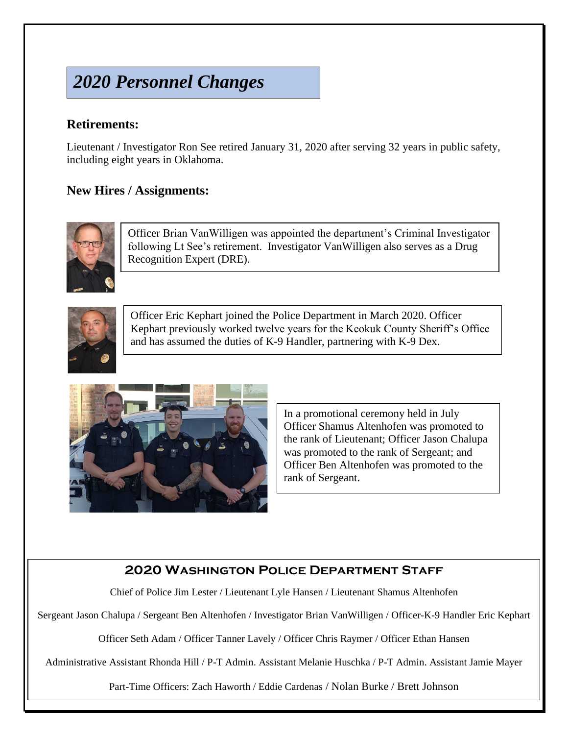# *2020 Personnel Changes*

### Retirements:

Lieutenant / Investigator Ron See retired January 31, 2020 after serving 32 years in public safety, including eight years in Oklahoma.

### New Hires / Assignments:

Officer Brian VanWilligen was appointed the department's Criminal Investigator following Lt See's retirement. Investigator VanWilligen also serves as a Drug Recognition Expert (DRE).

Officer Eric Kephart joined the Police Department in March 2020. Officer Kephart previously worked twelve years for the Keokuk County Sheriff's Office and has assumed the duties of K-9 Handler, partnering with K-9 Dex.

In a promotional ceremony held in July Officer Shamus Altenhofen was promoted to the rank of Lieutenant; Officer Jason Chalupa was promoted to the rank of Sergeant; and Officer Ben Altenhofen was promoted to the rank of Sergeant.

## 2020 Washington Police Department Staff

Chief of Police Jim Lester / Lieutenant Lyle Hansen / Lieutenant Shamus Altenhofen

Sergeant Jason Chalupa / Sergeant Ben Altenhofen / Investigator Brian VanWilligen / Officer-K-9 Handler Eric Kephart

Officer Seth Adam / Officer Tanner Lavely / Officer Chris Raymer / Officer Ethan Hansen

Administrative Assistant Rhonda Hill / P-T Admin. Assistant Melanie Huschka / P-T Admin. Assistant Jamie Mayer

Part-Time Officers: Zach Haworth / Eddie Cardenas / Nolan Burke / Brett Johnson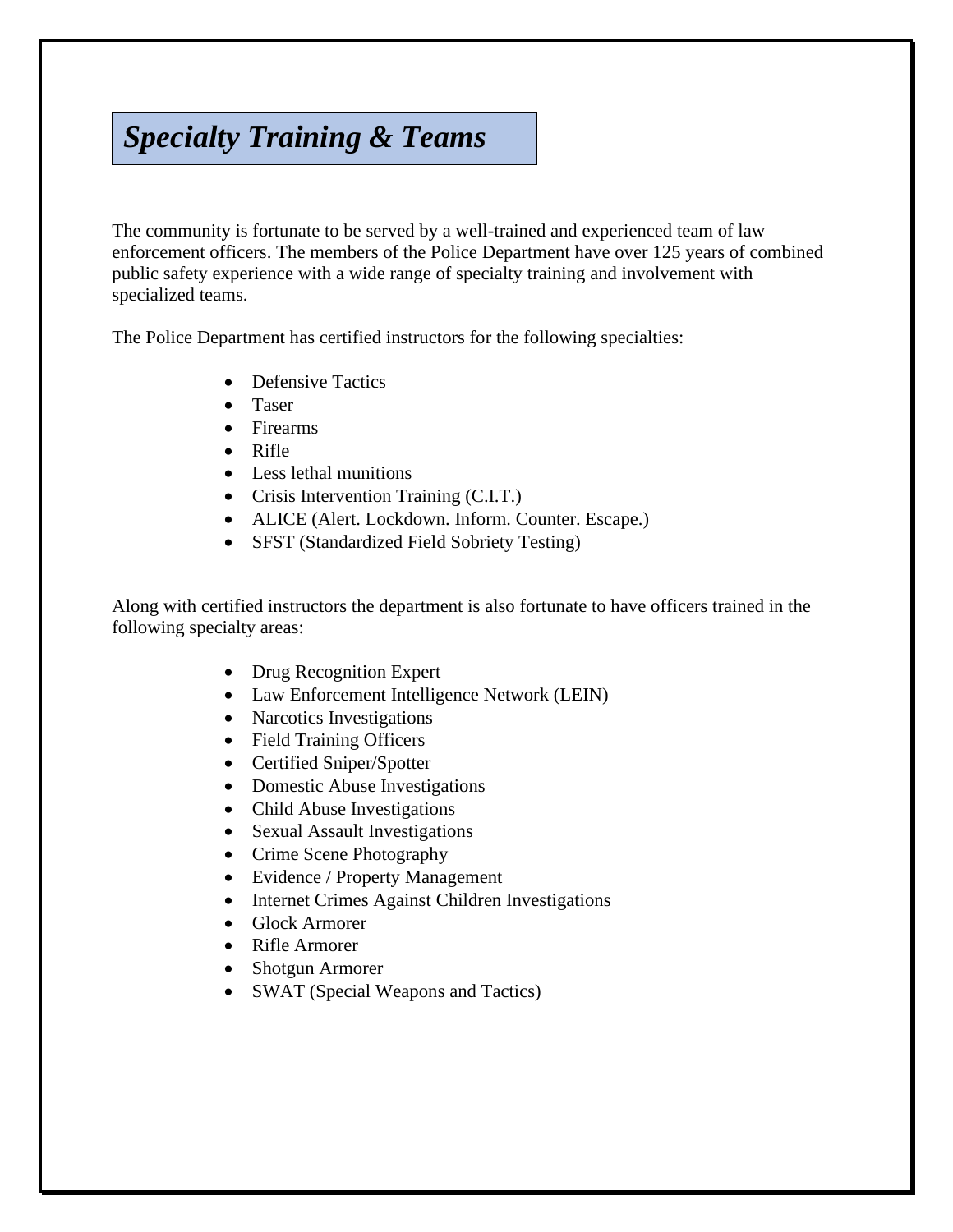# *Specialty Training & Teams*

The community is fortunate to be served by a well-trained and experienced team of law enforcement officers. The members of the Police Department have over 125 years of combined public safety experience with a wide range of specialty training and involvement with specialized teams.

The Police Department has certified instructors for the following specialties:

- Defensive Tactics
- Taser
- Firearms
- Rifle
- Less lethal munitions
- Crisis Intervention Training (C.I.T.)
- ALICE (Alert. Lockdown. Inform. Counter. Escape.)
- SFST (Standardized Field Sobriety Testing)

Along with certified instructors the department is also fortunate to have officers trained in the following specialty areas:

- Drug Recognition Expert
- Law Enforcement Intelligence Network (LEIN)
- Narcotics Investigations
- Field Training Officers
- Certified Sniper/Spotter
- Domestic Abuse Investigations
- Child Abuse Investigations
- Sexual Assault Investigations
- Crime Scene Photography
- Evidence / Property Management
- Internet Crimes Against Children Investigations
- Glock Armorer
- Rifle Armorer
- Shotgun Armorer
- SWAT (Special Weapons and Tactics)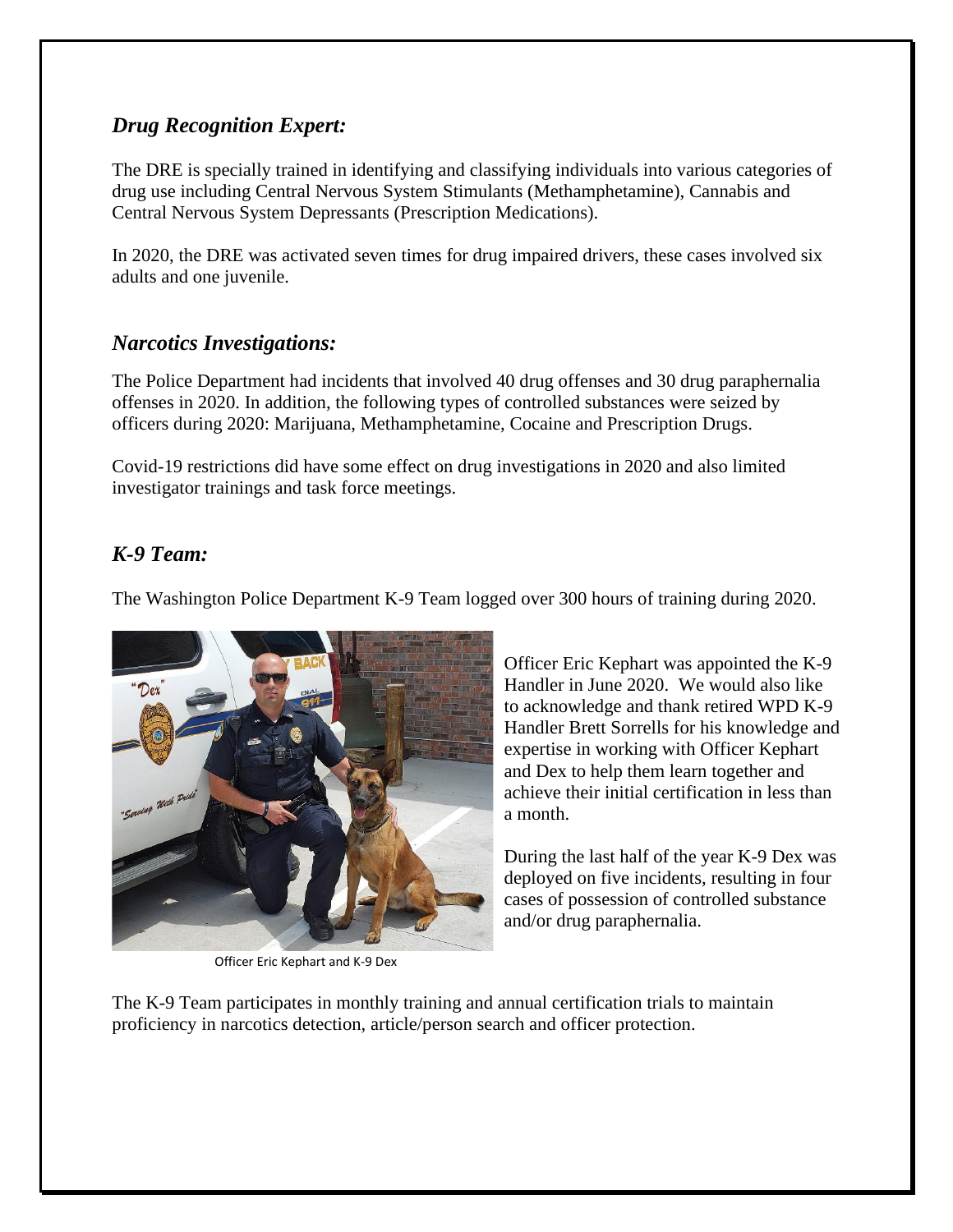## *Drug Recognition Expert:*

The DRE is specially trained in identifying and classifying individuals into various categories of drug use including Central Nervous System Stimulants (Methamphetamine), Cannabis and Central Nervous System Depressants (Prescription Medications).

In 2020, the DRE was activated seven times for drug impaired drivers, these cases involved six adults and one juvenile.

## *Narcotics Investigations:*

The Police Department had incidents that involved 40 drug offenses and 30 drug paraphernalia offenses in 2020. In addition, the following types of controlled substances were seized by officers during 2020: Marijuana, Methamphetamine, Cocaine and Prescription Drugs.

Covid-19 restrictions did have some effect on drug investigations in 2020 and also limited investigator trainings and task force meetings.

## *K-9 Team:*

The Washington Police Department K-9 Team logged over 300 hours of training during 2020.

Officer Eric Kephart and K-9 Dex

Officer Eric Kephart was appointed the K-9 Handler in June 2020. We would also like to acknowledge and thank retired WPD K-9 Handler Brett Sorrells for his knowledge and expertise in working with Officer Kephart and Dex to help them learn together and achieve their initial certification in less than a month.

During the last half of the year K-9 Dex was deployed on five incidents, resulting in four cases of possession of controlled substance and/or drug paraphernalia.

The K-9 Team participates in monthly training and annual certification trials to maintain proficiency in narcotics detection, article/person search and officer protection.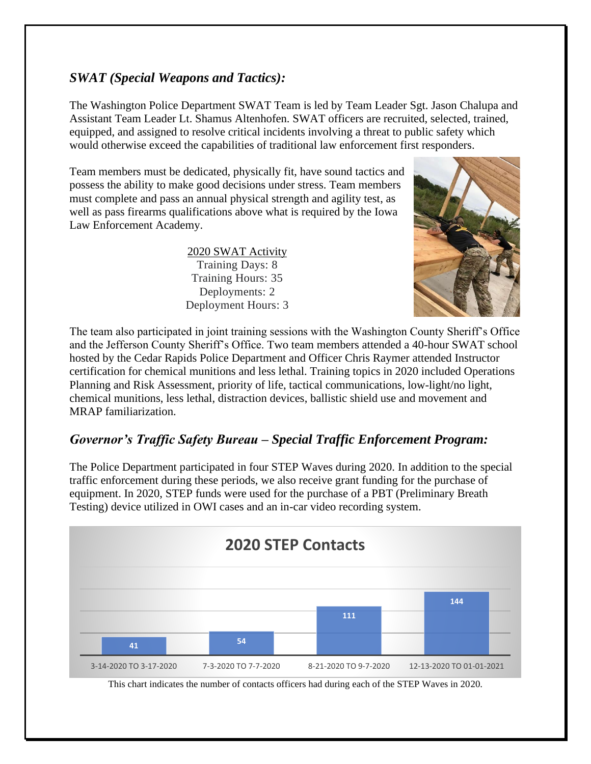## *SWAT (Special Weapons and Tactics):*

The Washington Police Department SWAT Team is led by Team Leader Sgt. Jason Chalupa and Assistant Team Leader Lt. Shamus Altenhofen. SWAT officers are recruited, selected, trained, equipped, and assigned to resolve critical incidents involving a threat to public safety which would otherwise exceed the capabilities of traditional law enforcement first responders.

Team members must be dedicated, physically fit, have sound tactics and possess the ability to make good decisions under stress. Team members must complete and pass an annual physical strength and agility test, as well as pass firearms qualifications above what is required by the Iowa Law Enforcement Academy.

2020 SWAT Activity
Training Days: 8
Training Hours: 35
Deployments: 2
Deployment Hours: 3

The team also participated in joint training sessions with the Washington County Sheriff's Office and the Jefferson County Sheriff's Office. Two team members attended a 40-hour SWAT school hosted by the Cedar Rapids Police Department and Officer Chris Raymer attended Instructor certification for chemical munitions and less lethal. Training topics in 2020 included Operations Planning and Risk Assessment, priority of life, tactical communications, low-light/no light, chemical munitions, less lethal, distraction devices, ballistic shield use and movement and MRAP familiarization.

## *Governor's Traffic Safety Bureau – Special Traffic Enforcement Program:*

The Police Department participated in four STEP Waves during 2020. In addition to the special traffic enforcement during these periods, we also receive grant funding for the purchase of equipment. In 2020, STEP funds were used for the purchase of a PBT (Preliminary Breath Testing) device utilized in OWI cases and an in-car video recording system.

**2020 STEP Contacts**

| STEP Wave | Contacts |
|---|---|
| 3-14-2020 TO 3-17-2020 | 41 |
| 7-3-2020 TO 7-7-2020 | 54 |
| 8-21-2020 TO 9-7-2020 | 111 |
| 12-13-2020 TO 01-01-2021 | 144 |

This chart indicates the number of contacts officers had during each of the STEP Waves in 2020.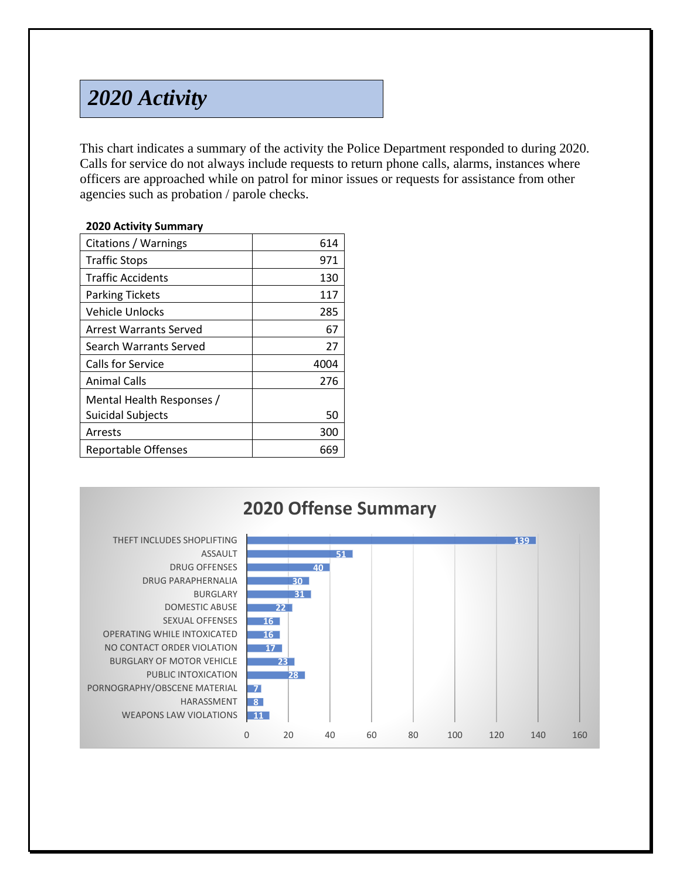# *2020 Activity*

This chart indicates a summary of the activity the Police Department responded to during 2020. Calls for service do not always include requests to return phone calls, alarms, instances where officers are approached while on patrol for minor issues or requests for assistance from other agencies such as probation / parole checks.

**2020 Activity Summary**

| | |
|---|---|
| Citations / Warnings | 614 |
| Traffic Stops | 971 |
| Traffic Accidents | 130 |
| Parking Tickets | 117 |
| Vehicle Unlocks | 285 |
| Arrest Warrants Served | 67 |
| Search Warrants Served | 27 |
| Calls for Service | 4004 |
| Animal Calls | 276 |
| Mental Health Responses / Suicidal Subjects | 50 |
| Arrests | 300 |
| Reportable Offenses | 669 |

**2020 Offense Summary**

| Offense | Count |
|---|---|
| THEFT INCLUDES SHOPLIFTING | 139 |
| ASSAULT | 51 |
| DRUG OFFENSES | 40 |
| DRUG PARAPHERNALIA | 30 |
| BURGLARY | 31 |
| DOMESTIC ABUSE | 22 |
| SEXUAL OFFENSES | 16 |
| OPERATING WHILE INTOXICATED | 16 |
| NO CONTACT ORDER VIOLATION | 17 |
| BURGLARY OF MOTOR VEHICLE | 23 |
| PUBLIC INTOXICATION | 28 |
| PORNOGRAPHY/OBSCENE MATERIAL | 7 |
| HARASSMENT | 8 |
| WEAPONS LAW VIOLATIONS | 11 |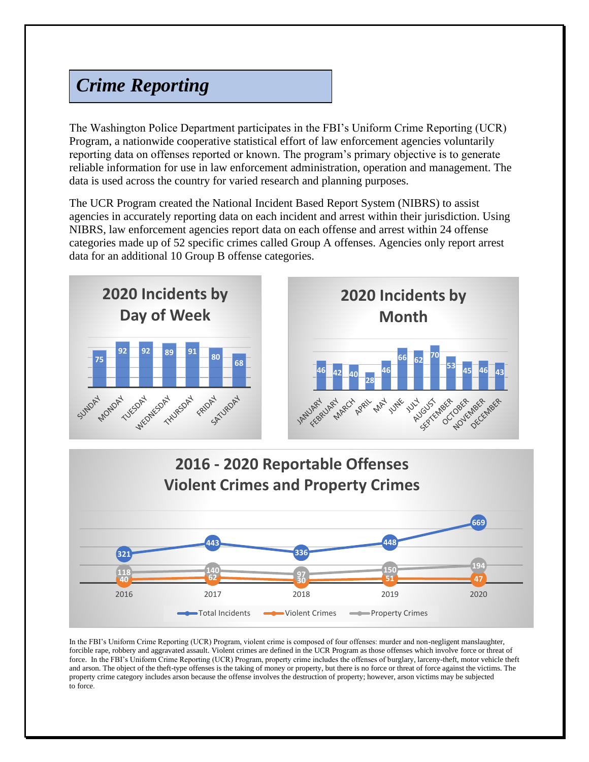## *Crime Reporting*

The Washington Police Department participates in the FBI's Uniform Crime Reporting (UCR) Program, a nationwide cooperative statistical effort of law enforcement agencies voluntarily reporting data on offenses reported or known. The program's primary objective is to generate reliable information for use in law enforcement administration, operation and management. The data is used across the country for varied research and planning purposes.

The UCR Program created the National Incident Based Report System (NIBRS) to assist agencies in accurately reporting data on each incident and arrest within their jurisdiction. Using NIBRS, law enforcement agencies report data on each offense and arrest within 24 offense categories made up of 52 specific crimes called Group A offenses. Agencies only report arrest data for an additional 10 Group B offense categories.

**2020 Incidents by Day of Week**

| Day | Incidents |
|---|---|
| SUNDAY | 75 |
| MONDAY | 92 |
| TUESDAY | 92 |
| WEDNESDAY | 89 |
| THURSDAY | 91 |
| FRIDAY | 80 |
| SATURDAY | 68 |

**2020 Incidents by Month**

| Month | Incidents |
|---|---|
| JANUARY | 46 |
| FEBRUARY | 42 |
| MARCH | 40 |
| APRIL | 28 |
| MAY | 46 |
| JUNE | 66 |
| JULY | 62 |
| AUGUST | 70 |
| SEPTEMBER | 53 |
| OCTOBER | 45 |
| NOVEMBER | 46 |
| DECEMBER | 43 |

**2016 - 2020 Reportable Offenses Violent Crimes and Property Crimes**

| Year | Total Incidents | Violent Crimes | Property Crimes |
|---|---|---|---|
| 2016 | 321 | 40 | 118 |
| 2017 | 443 | 62 | 140 |
| 2018 | 336 | 30 | 97 |
| 2019 | 448 | 51 | 150 |
| 2020 | 669 | 47 | 194 |

In the FBI's Uniform Crime Reporting (UCR) Program, violent crime is composed of four offenses: murder and non-negligent manslaughter, forcible rape, robbery and aggravated assault. Violent crimes are defined in the UCR Program as those offenses which involve force or threat of force. In the FBI's Uniform Crime Reporting (UCR) Program, property crime includes the offenses of burglary, larceny-theft, motor vehicle theft and arson. The object of the theft-type offenses is the taking of money or property, but there is no force or threat of force against the victims. The property crime category includes arson because the offense involves the destruction of property; however, arson victims may be subjected to force.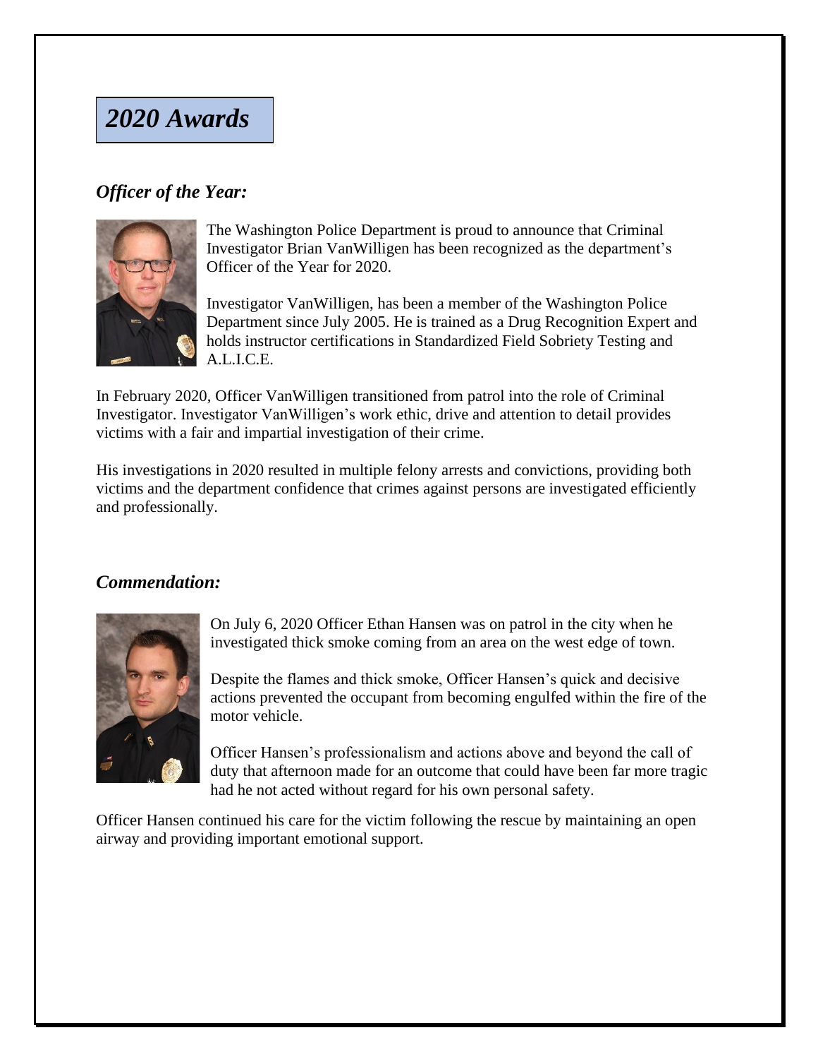# *2020 Awards*

## *Officer of the Year:*

The Washington Police Department is proud to announce that Criminal Investigator Brian VanWilligen has been recognized as the department's Officer of the Year for 2020.

Investigator VanWilligen, has been a member of the Washington Police Department since July 2005. He is trained as a Drug Recognition Expert and holds instructor certifications in Standardized Field Sobriety Testing and A.L.I.C.E.

In February 2020, Officer VanWilligen transitioned from patrol into the role of Criminal Investigator. Investigator VanWilligen's work ethic, drive and attention to detail provides victims with a fair and impartial investigation of their crime.

His investigations in 2020 resulted in multiple felony arrests and convictions, providing both victims and the department confidence that crimes against persons are investigated efficiently and professionally.

## *Commendation:*

On July 6, 2020 Officer Ethan Hansen was on patrol in the city when he investigated thick smoke coming from an area on the west edge of town.

Despite the flames and thick smoke, Officer Hansen's quick and decisive actions prevented the occupant from becoming engulfed within the fire of the motor vehicle.

Officer Hansen's professionalism and actions above and beyond the call of duty that afternoon made for an outcome that could have been far more tragic had he not acted without regard for his own personal safety.

Officer Hansen continued his care for the victim following the rescue by maintaining an open airway and providing important emotional support.